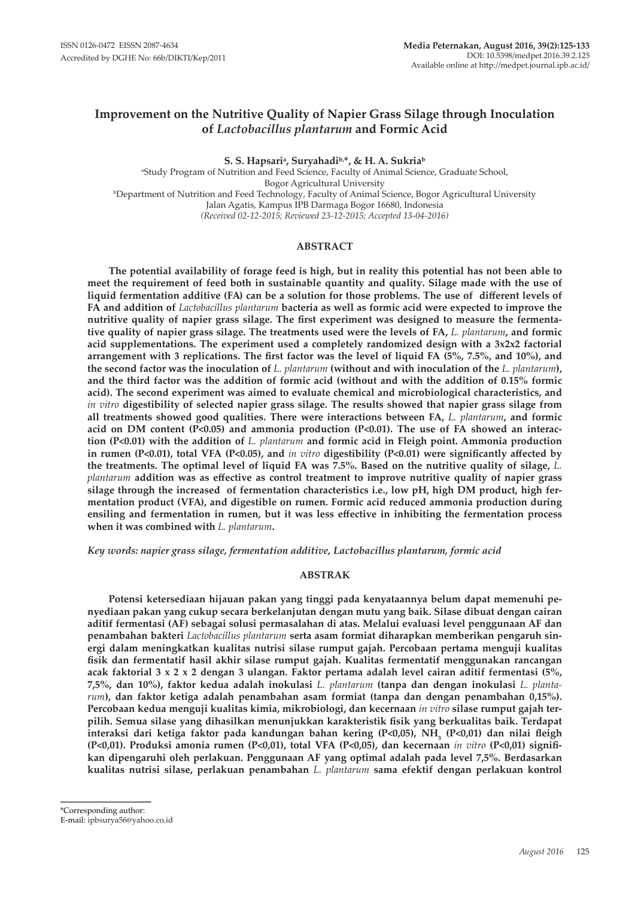ISSN 0126-0472 EISSN 2087-4634
Accredited by DGHE No: 66b/DIKTI/Kep/2011

Media Peternakan, August 2016, 39(2):125-133
DOI: 10.5398/medpet.2016.39.2.125
Available online at http://medpet.journal.ipb.ac.id/

# Improvement on the Nutritive Quality of Napier Grass Silage through Inoculation of *Lactobacillus plantarum* and Formic Acid

**S. S. Hapsari[a], Suryahadi[b,*], & H. A. Sukria[b]**

[a]Study Program of Nutrition and Feed Science, Faculty of Animal Science, Graduate School, Bogor Agricultural University
[b]Department of Nutrition and Feed Technology, Faculty of Animal Science, Bogor Agricultural University
Jalan Agatis, Kampus IPB Darmaga Bogor 16680, Indonesia
*(Received 02-12-2015; Reviewed 23-12-2015; Accepted 13-04-2016)*

## ABSTRACT

**The potential availability of forage feed is high, but in reality this potential has not been able to meet the requirement of feed both in sustainable quantity and quality. Silage made with the use of liquid fermentation additive (FA) can be a solution for those problems. The use of different levels of FA and addition of *Lactobacillus plantarum* bacteria as well as formic acid were expected to improve the nutritive quality of napier grass silage. The first experiment was designed to measure the fermentative quality of napier grass silage. The treatments used were the levels of FA, *L. plantarum*, and formic acid supplementations. The experiment used a completely randomized design with a 3x2x2 factorial arrangement with 3 replications. The first factor was the level of liquid FA (5%, 7.5%, and 10%), and the second factor was the inoculation of *L. plantarum* (without and with inoculation of the *L. plantarum*), and the third factor was the addition of formic acid (without and with the addition of 0.15% formic acid). The second experiment was aimed to evaluate chemical and microbiological characteristics, and *in vitro* digestibility of selected napier grass silage. The results showed that napier grass silage from all treatments showed good qualities. There were interactions between FA, *L. plantarum*, and formic acid on DM content (P<0.05) and ammonia production (P<0.01). The use of FA showed an interaction (P<0.01) with the addition of *L. plantarum* and formic acid in Fleigh point. Ammonia production in rumen (P<0.01), total VFA (P<0.05), and *in vitro* digestibility (P<0.01) were significantly affected by the treatments. The optimal level of liquid FA was 7.5%. Based on the nutritive quality of silage, *L. plantarum* addition was as effective as control treatment to improve nutritive quality of napier grass silage through the increased of fermentation characteristics i.e., low pH, high DM product, high fermentation product (VFA), and digestible on rumen. Formic acid reduced ammonia production during ensiling and fermentation in rumen, but it was less effective in inhibiting the fermentation process when it was combined with *L. plantarum*.**

*Key words: napier grass silage, fermentation additive, Lactobacillus plantarum, formic acid*

## ABSTRAK

**Potensi ketersediaan hijauan pakan yang tinggi pada kenyataannya belum dapat memenuhi penyediaan pakan yang cukup secara berkelanjutan dengan mutu yang baik. Silase dibuat dengan cairan aditif fermentasi (AF) sebagai solusi permasalahan di atas. Melalui evaluasi level penggunaan AF dan penambahan bakteri *Lactobacillus plantarum* serta asam formiat diharapkan memberikan pengaruh sinergi dalam meningkatkan kualitas nutrisi silase rumput gajah. Percobaan pertama menguji kualitas fisik dan fermentatif hasil akhir silase rumput gajah. Kualitas fermentatif menggunakan rancangan acak faktorial 3 x 2 x 2 dengan 3 ulangan. Faktor pertama adalah level cairan aditif fermentasi (5%, 7,5%, dan 10%), faktor kedua adalah inokulasi *L. plantarum* (tanpa dan dengan inokulasi *L. plantarum*), dan faktor ketiga adalah penambahan asam formiat (tanpa dan dengan penambahan 0,15%). Percobaan kedua menguji kualitas kimia, mikrobiologi, dan kecernaan *in vitro* silase rumput gajah terpilih. Semua silase yang dihasilkan menunjukkan karakteristik fisik yang berkualitas baik. Terdapat interaksi dari ketiga faktor pada kandungan bahan kering (P<0,05), $NH_3$ (P<0,01) dan nilai fleigh (P<0,01). Produksi amonia rumen (P<0,01), total VFA (P<0,05), dan kecernaan *in vitro* (P<0,01) signifikan dipengaruhi oleh perlakuan. Penggunaan AF yang optimal adalah pada level 7,5%. Berdasarkan kualitas nutrisi silase, perlakuan penambahan *L. plantarum* sama efektif dengan perlakuan kontrol**

---
*Corresponding author:
E-mail: ipbsurya56@yahoo.co.id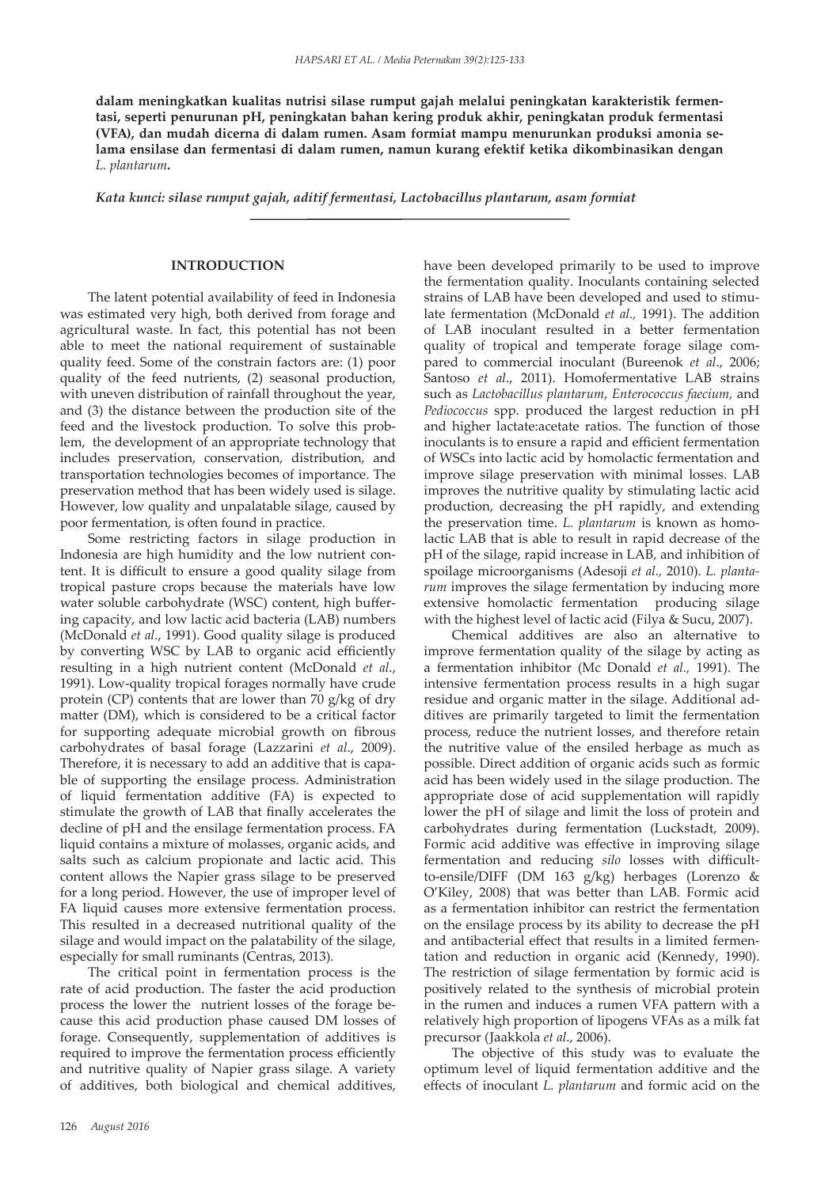**dalam meningkatkan kualitas nutrisi silase rumput gajah melalui peningkatan karakteristik fermentasi, seperti penurunan pH, peningkatan bahan kering produk akhir, peningkatan produk fermentasi (VFA), dan mudah dicerna di dalam rumen. Asam formiat mampu menurunkan produksi amonia selama ensilase dan fermentasi di dalam rumen, namun kurang efektif ketika dikombinasikan dengan *L. plantarum*.**

***Kata kunci: silase rumput gajah, aditif fermentasi, Lactobacillus plantarum, asam formiat***

## INTRODUCTION

The latent potential availability of feed in Indonesia was estimated very high, both derived from forage and agricultural waste. In fact, this potential has not been able to meet the national requirement of sustainable quality feed. Some of the constrain factors are: (1) poor quality of the feed nutrients, (2) seasonal production, with uneven distribution of rainfall throughout the year, and (3) the distance between the production site of the feed and the livestock production. To solve this problem, the development of an appropriate technology that includes preservation, conservation, distribution, and transportation technologies becomes of importance. The preservation method that has been widely used is silage. However, low quality and unpalatable silage, caused by poor fermentation, is often found in practice.

Some restricting factors in silage production in Indonesia are high humidity and the low nutrient content. It is difficult to ensure a good quality silage from tropical pasture crops because the materials have low water soluble carbohydrate (WSC) content, high buffering capacity, and low lactic acid bacteria (LAB) numbers (McDonald *et al*., 1991). Good quality silage is produced by converting WSC by LAB to organic acid efficiently resulting in a high nutrient content (McDonald *et al.*, 1991). Low-quality tropical forages normally have crude protein (CP) contents that are lower than 70 g/kg of dry matter (DM), which is considered to be a critical factor for supporting adequate microbial growth on fibrous carbohydrates of basal forage (Lazzarini *et al*., 2009). Therefore, it is necessary to add an additive that is capable of supporting the ensilage process. Administration of liquid fermentation additive (FA) is expected to stimulate the growth of LAB that finally accelerates the decline of pH and the ensilage fermentation process. FA liquid contains a mixture of molasses, organic acids, and salts such as calcium propionate and lactic acid. This content allows the Napier grass silage to be preserved for a long period. However, the use of improper level of FA liquid causes more extensive fermentation process. This resulted in a decreased nutritional quality of the silage and would impact on the palatability of the silage, especially for small ruminants (Centras, 2013).

The critical point in fermentation process is the rate of acid production. The faster the acid production process the lower the nutrient losses of the forage because this acid production phase caused DM losses of forage. Consequently, supplementation of additives is required to improve the fermentation process efficiently and nutritive quality of Napier grass silage. A variety of additives, both biological and chemical additives, have been developed primarily to be used to improve the fermentation quality. Inoculants containing selected strains of LAB have been developed and used to stimulate fermentation (McDonald *et al.,* 1991). The addition of LAB inoculant resulted in a better fermentation quality of tropical and temperate forage silage compared to commercial inoculant (Bureenok *et al*., 2006; Santoso *et al*., 2011). Homofermentative LAB strains such as *Lactobacillus plantarum*, *Enterococcus faecium,* and *Pediococcus* spp. produced the largest reduction in pH and higher lactate:acetate ratios. The function of those inoculants is to ensure a rapid and efficient fermentation of WSCs into lactic acid by homolactic fermentation and improve silage preservation with minimal losses. LAB improves the nutritive quality by stimulating lactic acid production, decreasing the pH rapidly, and extending the preservation time. *L. plantarum* is known as homolactic LAB that is able to result in rapid decrease of the pH of the silage, rapid increase in LAB, and inhibition of spoilage microorganisms (Adesoji *et al.,* 2010). *L. plantarum* improves the silage fermentation by inducing more extensive homolactic fermentation producing silage with the highest level of lactic acid (Filya & Sucu, 2007).

Chemical additives are also an alternative to improve fermentation quality of the silage by acting as a fermentation inhibitor (Mc Donald *et al.,* 1991). The intensive fermentation process results in a high sugar residue and organic matter in the silage. Additional additives are primarily targeted to limit the fermentation process, reduce the nutrient losses, and therefore retain the nutritive value of the ensiled herbage as much as possible. Direct addition of organic acids such as formic acid has been widely used in the silage production. The appropriate dose of acid supplementation will rapidly lower the pH of silage and limit the loss of protein and carbohydrates during fermentation (Luckstadt, 2009). Formic acid additive was effective in improving silage fermentation and reducing *silo* losses with difficult-to-ensile/DIFF (DM 163 g/kg) herbages (Lorenzo & O'Kiley, 2008) that was better than LAB. Formic acid as a fermentation inhibitor can restrict the fermentation on the ensilage process by its ability to decrease the pH and antibacterial effect that results in a limited fermentation and reduction in organic acid (Kennedy, 1990). The restriction of silage fermentation by formic acid is positively related to the synthesis of microbial protein in the rumen and induces a rumen VFA pattern with a relatively high proportion of lipogens VFAs as a milk fat precursor (Jaakkola *et al*., 2006).

The objective of this study was to evaluate the optimum level of liquid fermentation additive and the effects of inoculant *L. plantarum* and formic acid on the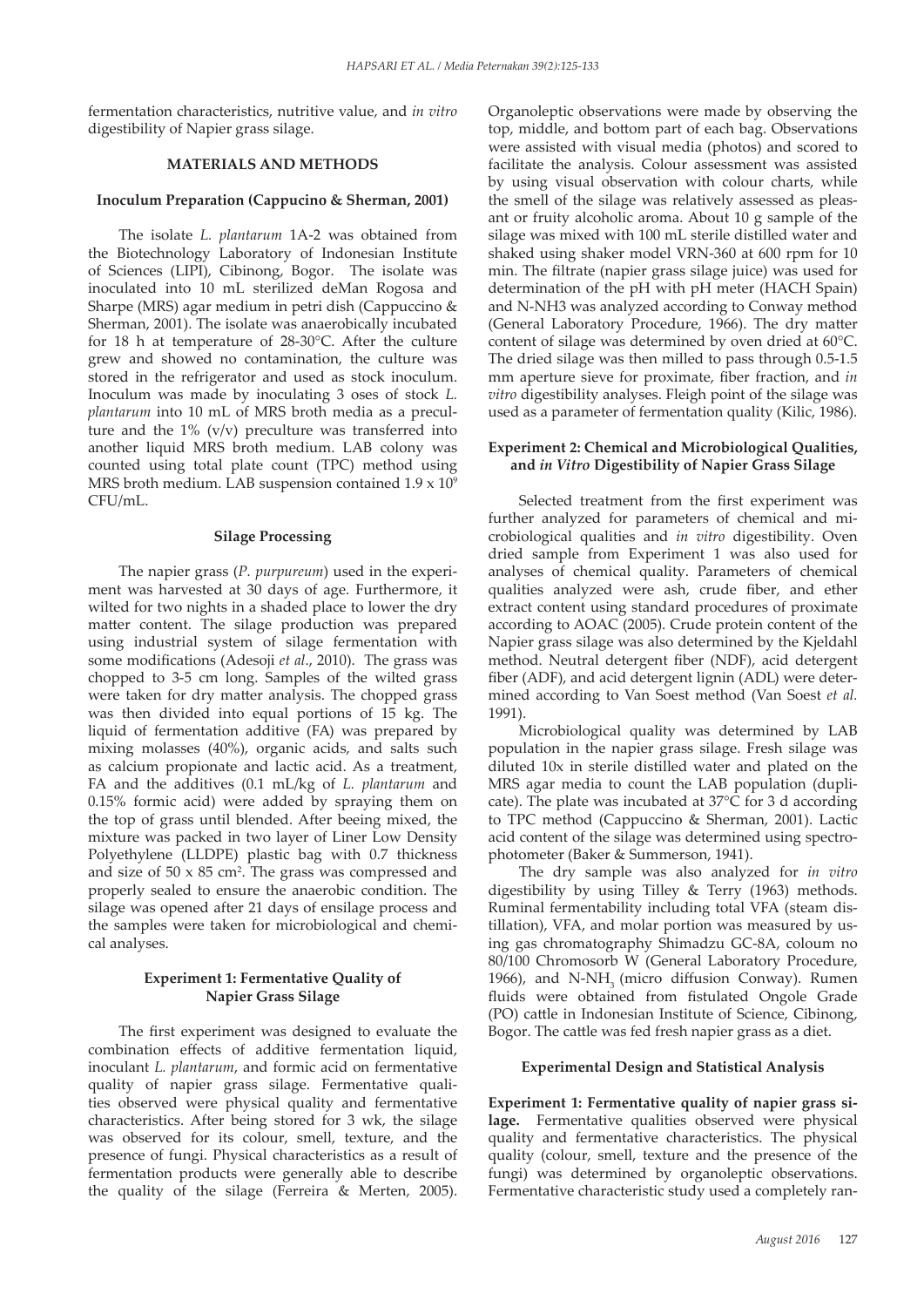fermentation characteristics, nutritive value, and *in vitro* digestibility of Napier grass silage.

## MATERIALS AND METHODS

### Inoculum Preparation (Cappucino & Sherman, 2001)

The isolate *L. plantarum* 1A-2 was obtained from the Biotechnology Laboratory of Indonesian Institute of Sciences (LIPI), Cibinong, Bogor. The isolate was inoculated into 10 mL sterilized deMan Rogosa and Sharpe (MRS) agar medium in petri dish (Cappuccino & Sherman, 2001). The isolate was anaerobically incubated for 18 h at temperature of 28-30°C. After the culture grew and showed no contamination, the culture was stored in the refrigerator and used as stock inoculum. Inoculum was made by inoculating 3 oses of stock *L. plantarum* into 10 mL of MRS broth media as a preculture and the 1% (v/v) preculture was transferred into another liquid MRS broth medium. LAB colony was counted using total plate count (TPC) method using MRS broth medium. LAB suspension contained $1.9 \times 10^9$ CFU/mL.

### Silage Processing

The napier grass (*P. purpureum*) used in the experiment was harvested at 30 days of age. Furthermore, it wilted for two nights in a shaded place to lower the dry matter content. The silage production was prepared using industrial system of silage fermentation with some modifications (Adesoji *et al*., 2010). The grass was chopped to 3-5 cm long. Samples of the wilted grass were taken for dry matter analysis. The chopped grass was then divided into equal portions of 15 kg. The liquid of fermentation additive (FA) was prepared by mixing molasses (40%), organic acids, and salts such as calcium propionate and lactic acid. As a treatment, FA and the additives (0.1 mL/kg of *L. plantarum* and 0.15% formic acid) were added by spraying them on the top of grass until blended. After beeing mixed, the mixture was packed in two layer of Liner Low Density Polyethylene (LLDPE) plastic bag with 0.7 thickness and size of $50 \times 85$ cm$^2$. The grass was compressed and properly sealed to ensure the anaerobic condition. The silage was opened after 21 days of ensilage process and the samples were taken for microbiological and chemical analyses.

### Experiment 1: Fermentative Quality of Napier Grass Silage

The first experiment was designed to evaluate the combination effects of additive fermentation liquid, inoculant *L. plantarum*, and formic acid on fermentative quality of napier grass silage. Fermentative qualities observed were physical quality and fermentative characteristics. After being stored for 3 wk, the silage was observed for its colour, smell, texture, and the presence of fungi. Physical characteristics as a result of fermentation products were generally able to describe the quality of the silage (Ferreira & Merten, 2005). Organoleptic observations were made by observing the top, middle, and bottom part of each bag. Observations were assisted with visual media (photos) and scored to facilitate the analysis. Colour assessment was assisted by using visual observation with colour charts, while the smell of the silage was relatively assessed as pleasant or fruity alcoholic aroma. About 10 g sample of the silage was mixed with 100 mL sterile distilled water and shaked using shaker model VRN-360 at 600 rpm for 10 min. The filtrate (napier grass silage juice) was used for determination of the pH with pH meter (HACH Spain) and N-NH3 was analyzed according to Conway method (General Laboratory Procedure, 1966). The dry matter content of silage was determined by oven dried at 60°C. The dried silage was then milled to pass through 0.5-1.5 mm aperture sieve for proximate, fiber fraction, and *in vitro* digestibility analyses. Fleigh point of the silage was used as a parameter of fermentation quality (Kilic, 1986).

### Experiment 2: Chemical and Microbiological Qualities, and *in Vitro* Digestibility of Napier Grass Silage

Selected treatment from the first experiment was further analyzed for parameters of chemical and microbiological qualities and *in vitro* digestibility. Oven dried sample from Experiment 1 was also used for analyses of chemical quality. Parameters of chemical qualities analyzed were ash, crude fiber, and ether extract content using standard procedures of proximate according to AOAC (2005). Crude protein content of the Napier grass silage was also determined by the Kjeldahl method. Neutral detergent fiber (NDF), acid detergent fiber (ADF), and acid detergent lignin (ADL) were determined according to Van Soest method (Van Soest *et al.* 1991).

Microbiological quality was determined by LAB population in the napier grass silage. Fresh silage was diluted 10x in sterile distilled water and plated on the MRS agar media to count the LAB population (duplicate). The plate was incubated at 37°C for 3 d according to TPC method (Cappuccino & Sherman, 2001). Lactic acid content of the silage was determined using spectrophotometer (Baker & Summerson, 1941).

The dry sample was also analyzed for *in vitro* digestibility by using Tilley & Terry (1963) methods. Ruminal fermentability including total VFA (steam distillation), VFA, and molar portion was measured by using gas chromatography Shimadzu GC-8A, coloum no 80/100 Chromosorb W (General Laboratory Procedure, 1966), and N-$NH_3$ (micro diffusion Conway). Rumen fluids were obtained from fistulated Ongole Grade (PO) cattle in Indonesian Institute of Science, Cibinong, Bogor. The cattle was fed fresh napier grass as a diet.

### Experimental Design and Statistical Analysis

**Experiment 1: Fermentative quality of napier grass silage.** Fermentative qualities observed were physical quality and fermentative characteristics. The physical quality (colour, smell, texture and the presence of the fungi) was determined by organoleptic observations. Fermentative characteristic study used a completely ran-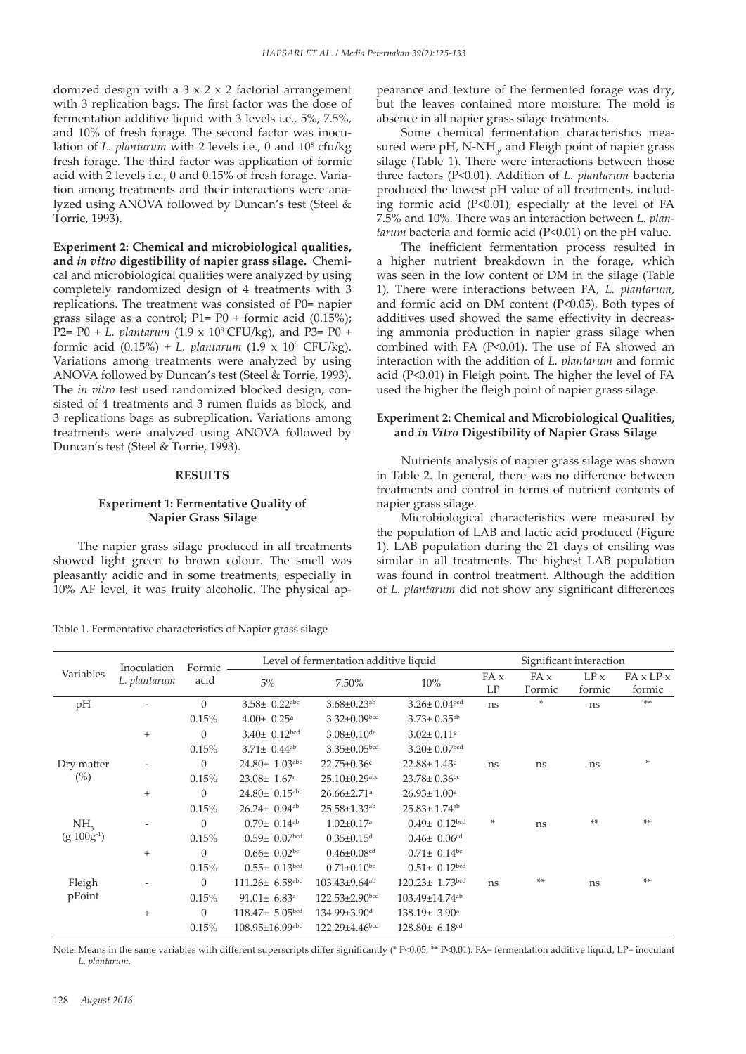domized design with a 3 x 2 x 2 factorial arrangement with 3 replication bags. The first factor was the dose of fermentation additive liquid with 3 levels i.e., 5%, 7.5%, and 10% of fresh forage. The second factor was inoculation of *L. plantarum* with 2 levels i.e., 0 and $10^8$ cfu/kg fresh forage. The third factor was application of formic acid with 2 levels i.e., 0 and 0.15% of fresh forage. Variation among treatments and their interactions were analyzed using ANOVA followed by Duncan's test (Steel & Torrie, 1993).

**Experiment 2: Chemical and microbiological qualities, and *in vitro* digestibility of napier grass silage.** Chemical and microbiological qualities were analyzed by using completely randomized design of 4 treatments with 3 replications. The treatment was consisted of P0= napier grass silage as a control; P1= P0 + formic acid (0.15%); P2= P0 + *L. plantarum* (1.9 x $10^8$ CFU/kg), and P3= P0 + formic acid (0.15%) + *L. plantarum* (1.9 x $10^8$ CFU/kg). Variations among treatments were analyzed by using ANOVA followed by Duncan's test (Steel & Torrie, 1993). The *in vitro* test used randomized blocked design, consisted of 4 treatments and 3 rumen fluids as block, and 3 replications bags as subreplication. Variations among treatments were analyzed using ANOVA followed by Duncan's test (Steel & Torrie, 1993).

## RESULTS

### Experiment 1: Fermentative Quality of Napier Grass Silage

The napier grass silage produced in all treatments showed light green to brown colour. The smell was pleasantly acidic and in some treatments, especially in 10% AF level, it was fruity alcoholic. The physical appearance and texture of the fermented forage was dry, but the leaves contained more moisture. The mold is absence in all napier grass silage treatments.

Some chemical fermentation characteristics measured were pH, N-$NH_3$, and Fleigh point of napier grass silage (Table 1). There were interactions between those three factors (P<0.01). Addition of *L. plantarum* bacteria produced the lowest pH value of all treatments, including formic acid (P<0.01), especially at the level of FA 7.5% and 10%. There was an interaction between *L. plantarum* bacteria and formic acid (P<0.01) on the pH value.

The inefficient fermentation process resulted in a higher nutrient breakdown in the forage, which was seen in the low content of DM in the silage (Table 1). There were interactions between FA, *L. plantarum*, and formic acid on DM content (P<0.05). Both types of additives used showed the same effectivity in decreasing ammonia production in napier grass silage when combined with FA (P<0.01). The use of FA showed an interaction with the addition of *L. plantarum* and formic acid (P<0.01) in Fleigh point. The higher the level of FA used the higher the fleigh point of napier grass silage.

### Experiment 2: Chemical and Microbiological Qualities, and *in Vitro* Digestibility of Napier Grass Silage

Nutrients analysis of napier grass silage was shown in Table 2. In general, there was no difference between treatments and control in terms of nutrient contents of napier grass silage.

Microbiological characteristics were measured by the population of LAB and lactic acid produced (Figure 1). LAB population during the 21 days of ensiling was similar in all treatments. The highest LAB population was found in control treatment. Although the addition of *L. plantarum* did not show any significant differences

Table 1. Fermentative characteristics of Napier grass silage

| Variables | Inoculation *L. plantarum* | Formic acid | Level of fermentation additive liquid | | | Significant interaction | | | |
|---|---|---|---|---|---|---|---|---|---|
| | | | 5% | 7.50% | 10% | FA x LP | FA x Formic | LP x formic | FA x LP x formic |
| pH | - | 0 | 3.58± 0.22[abc] | 3.68±0.23[ab] | 3.26± 0.04[bcd] | ns | * | ns | ** |
| | | 0.15% | 4.00± 0.25[a] | 3.32±0.09[bcd] | 3.73± 0.35[ab] | | | | |
| | + | 0 | 3.40± 0.12[bcd] | 3.08±0.10[de] | 3.02± 0.11[e] | | | | |
| | | 0.15% | 3.71± 0.44[ab] | 3.35±0.05[bcd] | 3.20± 0.07[bcd] | | | | |
| Dry matter (%) | - | 0 | 24.80± 1.03[abc] | 22.75±0.36[c] | 22.88± 1.43[c] | ns | ns | ns | * |
| | | 0.15% | 23.08± 1.67[c] | 25.10±0.29[abc] | 23.78± 0.36[bc] | | | | |
| | + | 0 | 24.80± 0.15[abc] | 26.66±2.71[a] | 26.93± 1.00[a] | | | | |
| | | 0.15% | 26.24± 0.94[ab] | 25.58±1.33[ab] | 25.83± 1.74[ab] | | | | |
| $NH_3$ (g $100g^{-1}$) | - | 0 | 0.79± 0.14[ab] | 1.02±0.17[a] | 0.49± 0.12[bcd] | * | ns | ** | ** |
| | | 0.15% | 0.59± 0.07[bcd] | 0.35±0.15[d] | 0.46± 0.06[cd] | | | | |
| | + | 0 | 0.66± 0.02[bc] | 0.46±0.08[cd] | 0.71± 0.14[bc] | | | | |
| | | 0.15% | 0.55± 0.13[bcd] | 0.71±0.10[bc] | 0.51± 0.12[bcd] | | | | |
| Fleigh pPoint | - | 0 | 111.26± 6.58[abc] | 103.43±9.64[ab] | 120.23± 1.73[bcd] | ns | ** | ns | ** |
| | | 0.15% | 91.01± 6.83[a] | 122.53±2.90[bcd] | 103.49±14.74[ab] | | | | |
| | + | 0 | 118.47± 5.05[bcd] | 134.99±3.90[d] | 138.19± 3.90[a] | | | | |
| | | 0.15% | 108.95±16.99[abc] | 122.29±4.46[bcd] | 128.80± 6.18[cd] | | | | |

Note: Means in the same variables with different superscripts differ significantly (* P<0.05, ** P<0.01). FA= fermentation additive liquid, LP= inoculant *L. plantarum*.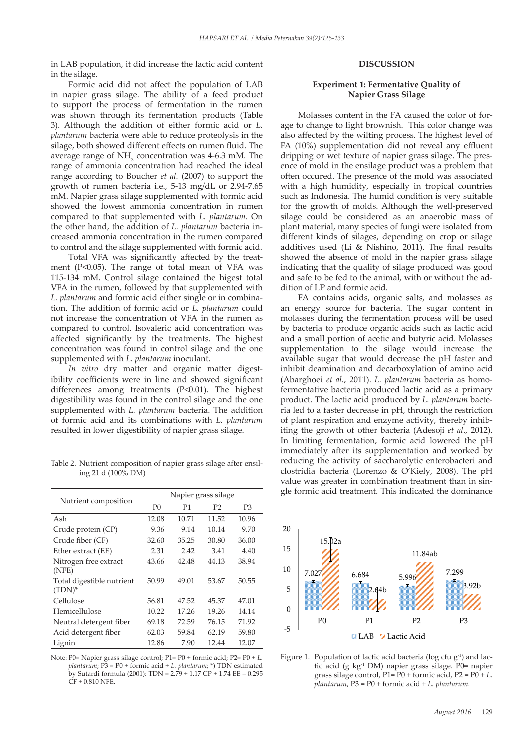in LAB population, it did increase the lactic acid content in the silage.

Formic acid did not affect the population of LAB in napier grass silage. The ability of a feed product to support the process of fermentation in the rumen was shown through its fermentation products (Table 3). Although the addition of either formic acid or *L. plantarum* bacteria were able to reduce proteolysis in the silage, both showed different effects on rumen fluid. The average range of $NH_3$ concentration was 4-6.3 mM. The range of ammonia concentration had reached the ideal range according to Boucher *et al.* (2007) to support the growth of rumen bacteria i.e., 5-13 mg/dL or 2.94-7.65 mM. Napier grass silage supplemented with formic acid showed the lowest ammonia concentration in rumen compared to that supplemented with *L. plantarum*. On the other hand, the addition of *L. plantarum* bacteria increased ammonia concentration in the rumen compared to control and the silage supplemented with formic acid.

Total VFA was significantly affected by the treatment ($P<0.05$). The range of total mean of VFA was 115-134 mM. Control silage contained the higest total VFA in the rumen, followed by that supplemented with *L. plantarum* and formic acid either single or in combination. The addition of formic acid or *L. plantarum* could not increase the concentration of VFA in the rumen as compared to control. Isovaleric acid concentration was affected significantly by the treatments. The highest concentration was found in control silage and the one supplemented with *L. plantarum* inoculant.

*In vitro* dry matter and organic matter digestibility coefficients were in line and showed significant differences among treatments ($P<0.01$). The highest digestibility was found in the control silage and the one supplemented with *L. plantarum* bacteria. The addition of formic acid and its combinations with *L. plantarum* resulted in lower digestibility of napier grass silage.

Table 2. Nutrient composition of napier grass silage after ensiling 21 d (100% DM)

| Nutrient composition | Napier grass silage | | | |
|---|---|---|---|---|
| | P0 | P1 | P2 | P3 |
| Ash | 12.08 | 10.71 | 11.52 | 10.96 |
| Crude protein (CP) | 9.36 | 9.14 | 10.14 | 9.70 |
| Crude fiber (CF) | 32.60 | 35.25 | 30.80 | 36.00 |
| Ether extract (EE) | 2.31 | 2.42 | 3.41 | 4.40 |
| Nitrogen free extract (NFE) | 43.66 | 42.48 | 44.13 | 38.94 |
| Total digestible nutrient (TDN)* | 50.99 | 49.01 | 53.67 | 50.55 |
| Cellulose | 56.81 | 47.52 | 45.37 | 47.01 |
| Hemicellulose | 10.22 | 17.26 | 19.26 | 14.14 |
| Neutral detergent fiber | 69.18 | 72.59 | 76.15 | 71.92 |
| Acid detergent fiber | 62.03 | 59.84 | 62.19 | 59.80 |
| Lignin | 12.86 | 7.90 | 12.44 | 12.07 |

Note: P0= Napier grass silage control; P1= P0 + formic acid; P2= P0 + *L. plantarum*; P3 = P0 + formic acid + *L. plantarum*; *) TDN estimated by Sutardi formula (2001): TDN = 2.79 + 1.17 CP + 1.74 EE – 0.295 CF + 0.810 NFE.

## DISCUSSION

### Experiment 1: Fermentative Quality of Napier Grass Silage

Molasses content in the FA caused the color of forage to change to light brownish. This color change was also affected by the wilting process. The highest level of FA (10%) supplementation did not reveal any effluent dripping or wet texture of napier grass silage. The presence of mold in the ensilage product was a problem that often occured. The presence of the mold was associated with a high humidity, especially in tropical countries such as Indonesia. The humid condition is very suitable for the growth of molds. Although the well-preserved silage could be considered as an anaerobic mass of plant material, many species of fungi were isolated from different kinds of silages, depending on crop or silage additives used (Li & Nishino, 2011). The final results showed the absence of mold in the napier grass silage indicating that the quality of silage produced was good and safe to be fed to the animal, with or without the addition of LP and formic acid.

FA contains acids, organic salts, and molasses as an energy source for bacteria. The sugar content in molasses during the fermentation process will be used by bacteria to produce organic acids such as lactic acid and a small portion of acetic and butyric acid. Molasses supplementation to the silage would increase the available sugar that would decrease the pH faster and inhibit deamination and decarboxylation of amino acid (Abarghoei *et al.*, 2011). *L. plantarum* bacteria as homofermentative bacteria produced lactic acid as a primary product. The lactic acid produced by *L. plantarum* bacteria led to a faster decrease in pH, through the restriction of plant respiration and enzyme activity, thereby inhibiting the growth of other bacteria (Adesoji *et al.*, 2012). In limiting fermentation, formic acid lowered the pH immediately after its supplementation and worked by reducing the activity of saccharolytic enterobacteri and clostridia bacteria (Lorenzo & O'Kiely, 2008). The pH value was greater in combination treatment than in single formic acid treatment. This indicated the dominance

Figure 1. Population of lactic acid bacteria (log cfu g$^{-1}$) and lactic acid (g kg$^{-1}$ DM) napier grass silage. P0= napier grass silage control, P1= P0 + formic acid, P2 = P0 + *L. plantarum*, P3 = P0 + formic acid + *L. plantarum*.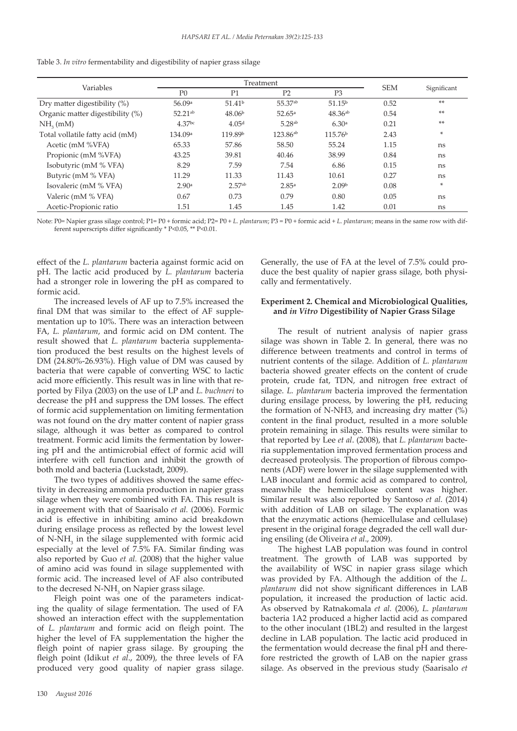Table 3. *In vitro* fermentability and digestibility of napier grass silage

| Variables | Treatment | | | | SEM | Significant |
|---|---|---|---|---|---|---|
| | P0 | P1 | P2 | P3 | | |
| Dry matter digestibility (%) | 56.09[a] | 51.41[b] | 55.37[ab] | 51.15[b] | 0.52 | ** |
| Organic matter digestibility (%) | 52.21[ab] | 48.06[b] | 52.65[a] | 48.36[ab] | 0.54 | ** |
| $NH_3$ (mM) | 4.37[bc] | 4.05[d] | 5.28[ab] | 6.30[a] | 0.21 | ** |
| Total vollatile fatty acid (mM) | 134.09[a] | 119.89[b] | 123.86[ab] | 115.76[b] | 2.43 | * |
| Acetic (mM %VFA) | 65.33 | 57.86 | 58.50 | 55.24 | 1.15 | ns |
| Propionic (mM %VFA) | 43.25 | 39.81 | 40.46 | 38.99 | 0.84 | ns |
| Isobutyric (mM % VFA) | 8.29 | 7.59 | 7.54 | 6.86 | 0.15 | ns |
| Butyric (mM % VFA) | 11.29 | 11.33 | 11.43 | 10.61 | 0.27 | ns |
| Isovaleric (mM % VFA) | 2.90[a] | 2.57[ab] | 2.85[a] | 2.09[b] | 0.08 | * |
| Valeric (mM % VFA) | 0.67 | 0.73 | 0.79 | 0.80 | 0.05 | ns |
| Acetic-Propionic ratio | 1.51 | 1.45 | 1.45 | 1.42 | 0.01 | ns |

Note: P0= Napier grass silage control; P1= P0 + formic acid; P2= P0 + *L. plantarum*; P3 = P0 + formic acid + *L. plantarum*; means in the same row with different superscripts differ significantly * $P<0.05$, ** $P<0.01$.

effect of the *L. plantarum* bacteria against formic acid on pH. The lactic acid produced by *L. plantarum* bacteria had a stronger role in lowering the pH as compared to formic acid.

The increased levels of AF up to 7.5% increased the final DM that was similar to the effect of AF supplementation up to 10%. There was an interaction between FA, *L. plantarum*, and formic acid on DM content. The result showed that *L. plantarum* bacteria supplementation produced the best results on the highest levels of DM (24.80%-26.93%). High value of DM was caused by bacteria that were capable of converting WSC to lactic acid more efficiently. This result was in line with that reported by Filya (2003) on the use of LP and *L. buchneri* to decrease the pH and suppress the DM losses. The effect of formic acid supplementation on limiting fermentation was not found on the dry matter content of napier grass silage, although it was better as compared to control treatment. Formic acid limits the fermentation by lowering pH and the antimicrobial effect of formic acid will interfere with cell function and inhibit the growth of both mold and bacteria (Luckstadt, 2009).

The two types of additives showed the same effectivity in decreasing ammonia production in napier grass silage when they were combined with FA. This result is in agreement with that of Saarisalo *et al.* (2006). Formic acid is effective in inhibiting amino acid breakdown during ensilage process as reflected by the lowest level of N-$NH_3$ in the silage supplemented with formic acid especially at the level of 7.5% FA. Similar finding was also reported by Guo *et al.* (2008) that the higher value of amino acid was found in silage supplemented with formic acid. The increased level of AF also contributed to the decresed N-$NH_3$ on Napier grass silage.

Fleigh point was one of the parameters indicating the quality of silage fermentation. The used of FA showed an interaction effect with the supplementation of *L. plantarum* and formic acid on fleigh point. The higher the level of FA supplementation the higher the fleigh point of napier grass silage. By grouping the fleigh point (Idikut *et al*., 2009), the three levels of FA produced very good quality of napier grass silage. Generally, the use of FA at the level of 7.5% could produce the best quality of napier grass silage, both physically and fermentatively.

### Experiment 2. Chemical and Microbiological Qualities, and *in Vitro* Digestibility of Napier Grass Silage

The result of nutrient analysis of napier grass silage was shown in Table 2. In general, there was no difference between treatments and control in terms of nutrient contents of the silage. Addition of *L. plantarum* bacteria showed greater effects on the content of crude protein, crude fat, TDN, and nitrogen free extract of silage. *L. plantarum* bacteria improved the fermentation during ensilage process, by lowering the pH, reducing the formation of N-NH3, and increasing dry matter (%) content in the final product, resulted in a more soluble protein remaining in silage. This results were similar to that reported by Lee *et al*. (2008), that *L. plantarum* bacteria supplementation improved fermentation process and decreased proteolysis. The proportion of fibrous components (ADF) were lower in the silage supplemented with LAB inoculant and formic acid as compared to control, meanwhile the hemicellulose content was higher. Similar result was also reported by Santoso *et al.* (2014) with addition of LAB on silage. The explanation was that the enzymatic actions (hemicellulase and cellulase) present in the original forage degraded the cell wall during ensiling (de Oliveira *et al*., 2009).

The highest LAB population was found in control treatment. The growth of LAB was supported by the availability of WSC in napier grass silage which was provided by FA. Although the addition of the *L. plantarum* did not show significant differences in LAB population, it increased the production of lactic acid. As observed by Ratnakomala *et al.* (2006), *L. plantarum* bacteria 1A2 produced a higher lactid acid as compared to the other inoculant (1BL2) and resulted in the largest decline in LAB population. The lactic acid produced in the fermentation would decrease the final pH and therefore restricted the growth of LAB on the napier grass silage. As observed in the previous study (Saarisalo *et*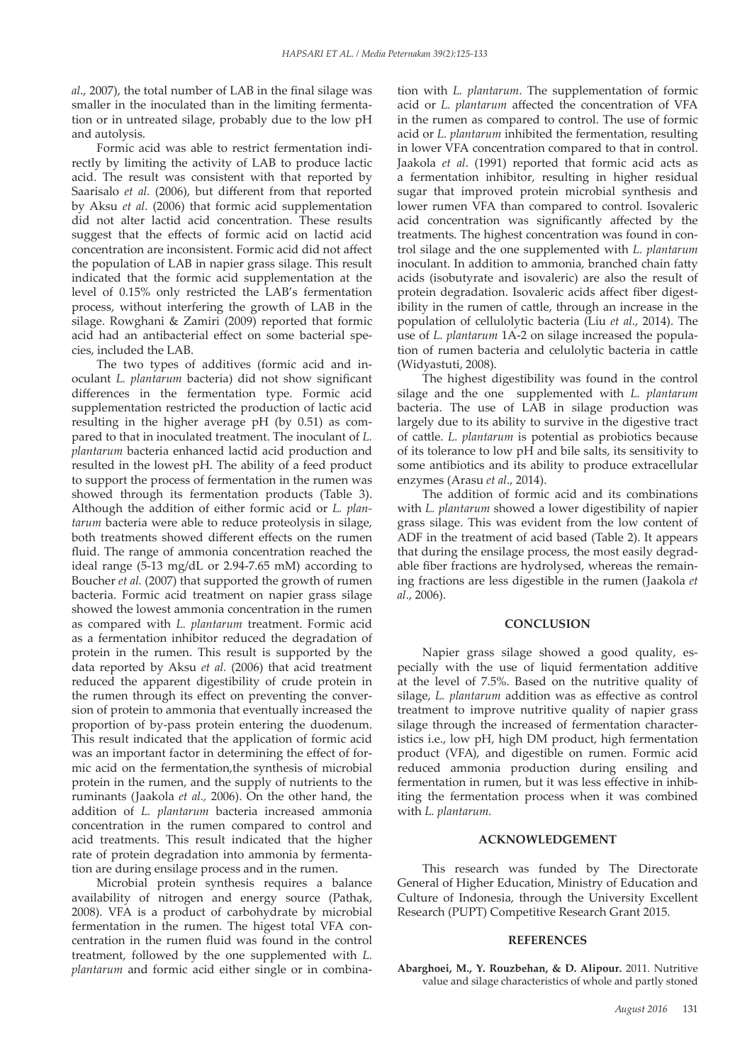*al*., 2007), the total number of LAB in the final silage was smaller in the inoculated than in the limiting fermentation or in untreated silage, probably due to the low pH and autolysis.

Formic acid was able to restrict fermentation indirectly by limiting the activity of LAB to produce lactic acid. The result was consistent with that reported by Saarisalo *et al*. (2006), but different from that reported by Aksu *et al*. (2006) that formic acid supplementation did not alter lactid acid concentration. These results suggest that the effects of formic acid on lactid acid concentration are inconsistent. Formic acid did not affect the population of LAB in napier grass silage. This result indicated that the formic acid supplementation at the level of 0.15% only restricted the LAB's fermentation process, without interfering the growth of LAB in the silage. Rowghani & Zamiri (2009) reported that formic acid had an antibacterial effect on some bacterial species, included the LAB.

The two types of additives (formic acid and inoculant *L. plantarum* bacteria) did not show significant differences in the fermentation type. Formic acid supplementation restricted the production of lactic acid resulting in the higher average pH (by 0.51) as compared to that in inoculated treatment. The inoculant of *L. plantarum* bacteria enhanced lactid acid production and resulted in the lowest pH. The ability of a feed product to support the process of fermentation in the rumen was showed through its fermentation products (Table 3). Although the addition of either formic acid or *L. plantarum* bacteria were able to reduce proteolysis in silage, both treatments showed different effects on the rumen fluid. The range of ammonia concentration reached the ideal range (5-13 mg/dL or 2.94-7.65 mM) according to Boucher *et al.* (2007) that supported the growth of rumen bacteria. Formic acid treatment on napier grass silage showed the lowest ammonia concentration in the rumen as compared with *L. plantarum* treatment. Formic acid as a fermentation inhibitor reduced the degradation of protein in the rumen. This result is supported by the data reported by Aksu *et al.* (2006) that acid treatment reduced the apparent digestibility of crude protein in the rumen through its effect on preventing the conversion of protein to ammonia that eventually increased the proportion of by-pass protein entering the duodenum. This result indicated that the application of formic acid was an important factor in determining the effect of formic acid on the fermentation,the synthesis of microbial protein in the rumen, and the supply of nutrients to the ruminants (Jaakola *et al.,* 2006). On the other hand, the addition of *L. plantarum* bacteria increased ammonia concentration in the rumen compared to control and acid treatments. This result indicated that the higher rate of protein degradation into ammonia by fermentation are during ensilage process and in the rumen.

Microbial protein synthesis requires a balance availability of nitrogen and energy source (Pathak, 2008). VFA is a product of carbohydrate by microbial fermentation in the rumen. The higest total VFA concentration in the rumen fluid was found in the control treatment, followed by the one supplemented with *L. plantarum* and formic acid either single or in combination with *L. plantarum*. The supplementation of formic acid or *L. plantarum* affected the concentration of VFA in the rumen as compared to control. The use of formic acid or *L. plantarum* inhibited the fermentation, resulting in lower VFA concentration compared to that in control. Jaakola *et al*. (1991) reported that formic acid acts as a fermentation inhibitor, resulting in higher residual sugar that improved protein microbial synthesis and lower rumen VFA than compared to control. Isovaleric acid concentration was significantly affected by the treatments. The highest concentration was found in control silage and the one supplemented with *L. plantarum* inoculant. In addition to ammonia, branched chain fatty acids (isobutyrate and isovaleric) are also the result of protein degradation. Isovaleric acids affect fiber digestibility in the rumen of cattle, through an increase in the population of cellulolytic bacteria (Liu *et al*., 2014). The use of *L. plantarum* 1A-2 on silage increased the population of rumen bacteria and celulolytic bacteria in cattle (Widyastuti, 2008).

The highest digestibility was found in the control silage and the one supplemented with *L. plantarum* bacteria. The use of LAB in silage production was largely due to its ability to survive in the digestive tract of cattle. *L. plantarum* is potential as probiotics because of its tolerance to low pH and bile salts, its sensitivity to some antibiotics and its ability to produce extracellular enzymes (Arasu *et al*., 2014).

The addition of formic acid and its combinations with *L. plantarum* showed a lower digestibility of napier grass silage. This was evident from the low content of ADF in the treatment of acid based (Table 2). It appears that during the ensilage process, the most easily degradable fiber fractions are hydrolysed, whereas the remaining fractions are less digestible in the rumen (Jaakola *et al*., 2006).

## CONCLUSION

Napier grass silage showed a good quality, especially with the use of liquid fermentation additive at the level of 7.5%. Based on the nutritive quality of silage, *L. plantarum* addition was as effective as control treatment to improve nutritive quality of napier grass silage through the increased of fermentation characteristics i.e., low pH, high DM product, high fermentation product (VFA), and digestible on rumen. Formic acid reduced ammonia production during ensiling and fermentation in rumen, but it was less effective in inhibiting the fermentation process when it was combined with *L. plantarum.*

## ACKNOWLEDGEMENT

This research was funded by The Directorate General of Higher Education, Ministry of Education and Culture of Indonesia, through the University Excellent Research (PUPT) Competitive Research Grant 2015.

## REFERENCES

**Abarghoei, M., Y. Rouzbehan, & D. Alipour.** 2011. Nutritive value and silage characteristics of whole and partly stoned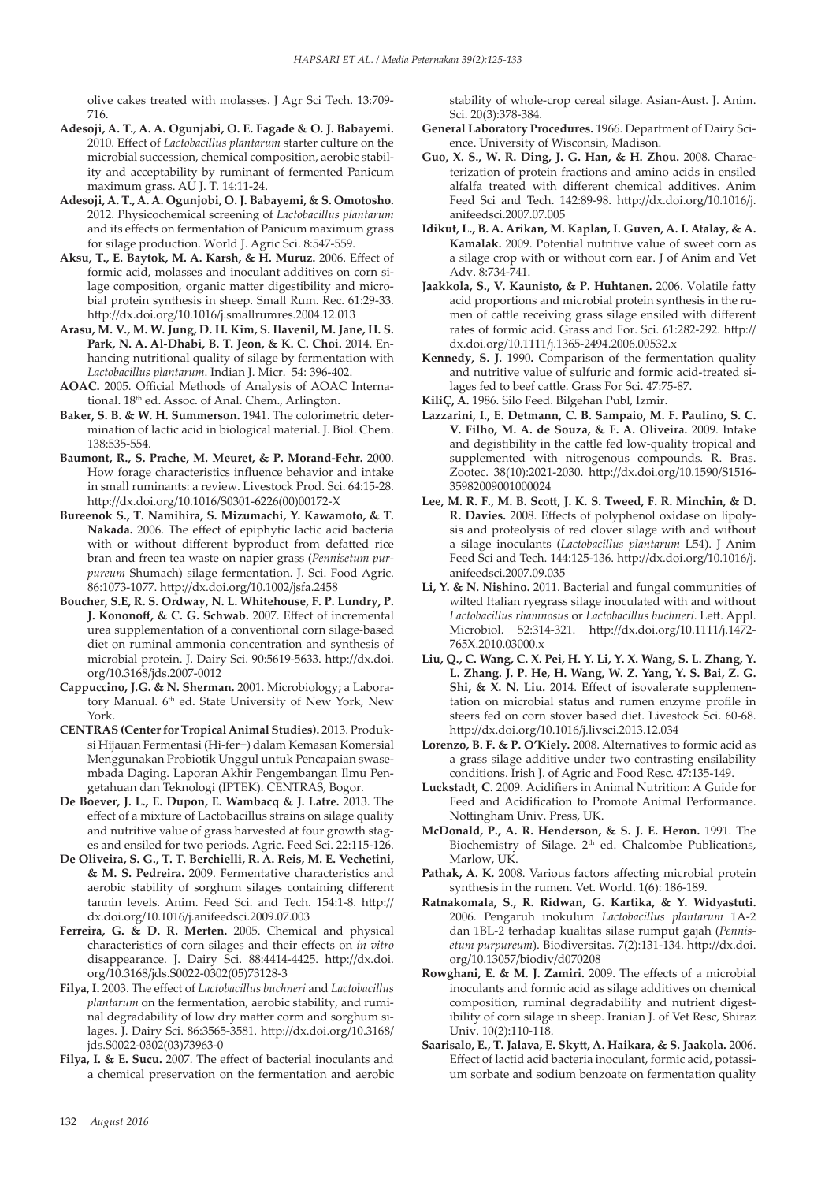olive cakes treated with molasses. J Agr Sci Tech. 13:709-716.

**Adesoji, A. T., A. A. Ogunjabi, O. E. Fagade & O. J. Babayemi.** 2010. Effect of *Lactobacillus plantarum* starter culture on the microbial succession, chemical composition, aerobic stability and acceptability by ruminant of fermented Panicum maximum grass. AU J. T. 14:11-24.

**Adesoji, A. T., A. A. Ogunjobi, O. J. Babayemi, & S. Omotosho.** 2012. Physicochemical screening of *Lactobacillus plantarum* and its effects on fermentation of Panicum maximum grass for silage production. World J. Agric Sci. 8:547-559.

**Aksu, T., E. Baytok, M. A. Karsh, & H. Muruz.** 2006. Effect of formic acid, molasses and inoculant additives on corn silage composition, organic matter digestibility and microbial protein synthesis in sheep. Small Rum. Rec. 61:29-33. http://dx.doi.org/10.1016/j.smallrumres.2004.12.013

**Arasu, M. V., M. W. Jung, D. H. Kim, S. Ilavenil, M. Jane, H. S. Park, N. A. Al-Dhabi, B. T. Jeon, & K. C. Choi.** 2014. Enhancing nutritional quality of silage by fermentation with *Lactobacillus plantarum*. Indian J. Micr. 54: 396-402.

**AOAC.** 2005. Official Methods of Analysis of AOAC International. 18th ed. Assoc. of Anal. Chem., Arlington.

**Baker, S. B. & W. H. Summerson.** 1941. The colorimetric determination of lactic acid in biological material. J. Biol. Chem. 138:535-554.

**Baumont, R., S. Prache, M. Meuret, & P. Morand-Fehr.** 2000. How forage characteristics influence behavior and intake in small ruminants: a review. Livestock Prod. Sci. 64:15-28. http://dx.doi.org/10.1016/S0301-6226(00)00172-X

**Bureenok S., T. Namihira, S. Mizumachi, Y. Kawamoto, & T. Nakada.** 2006. The effect of epiphytic lactic acid bacteria with or without different byproduct from defatted rice bran and freen tea waste on napier grass (*Pennisetum purpureum* Shumach) silage fermentation. J. Sci. Food Agric. 86:1073-1077. http://dx.doi.org/10.1002/jsfa.2458

**Boucher, S.E, R. S. Ordway, N. L. Whitehouse, F. P. Lundry, P. J. Kononoff, & C. G. Schwab.** 2007. Effect of incremental urea supplementation of a conventional corn silage-based diet on ruminal ammonia concentration and synthesis of microbial protein. J. Dairy Sci. 90:5619-5633. http://dx.doi.org/10.3168/jds.2007-0012

**Cappuccino, J.G. & N. Sherman.** 2001. Microbiology; a Laboratory Manual. 6th ed. State University of New York, New York.

**CENTRAS (Center for Tropical Animal Studies).** 2013. Produksi Hijauan Fermentasi (Hi-fer+) dalam Kemasan Komersial Menggunakan Probiotik Unggul untuk Pencapaian swasembada Daging. Laporan Akhir Pengembangan Ilmu Pengetahuan dan Teknologi (IPTEK). CENTRAS, Bogor.

**De Boever, J. L., E. Dupon, E. Wambacq & J. Latre.** 2013. The effect of a mixture of Lactobacillus strains on silage quality and nutritive value of grass harvested at four growth stages and ensiled for two periods. Agric. Feed Sci. 22:115-126.

**De Oliveira, S. G., T. T. Berchielli, R. A. Reis, M. E. Vechetini, & M. S. Pedreira.** 2009. Fermentative characteristics and aerobic stability of sorghum silages containing different tannin levels. Anim. Feed Sci. and Tech. 154:1-8. http://dx.doi.org/10.1016/j.anifeedsci.2009.07.003

**Ferreira, G. & D. R. Merten.** 2005. Chemical and physical characteristics of corn silages and their effects on *in vitro* disappearance. J. Dairy Sci. 88:4414-4425. http://dx.doi.org/10.3168/jds.S0022-0302(05)73128-3

**Filya, I.** 2003. The effect of *Lactobacillus buchneri* and *Lactobacillus plantarum* on the fermentation, aerobic stability, and ruminal degradability of low dry matter corn and sorghum silages. J. Dairy Sci. 86:3565-3581. http://dx.doi.org/10.3168/jds.S0022-0302(03)73963-0

**Filya, I. & E. Sucu.** 2007. The effect of bacterial inoculants and a chemical preservation on the fermentation and aerobic stability of whole-crop cereal silage. Asian-Aust. J. Anim. Sci. 20(3):378-384.

**General Laboratory Procedures.** 1966. Department of Dairy Science. University of Wisconsin, Madison.

**Guo, X. S., W. R. Ding, J. G. Han, & H. Zhou.** 2008. Characterization of protein fractions and amino acids in ensiled alfalfa treated with different chemical additives. Anim Feed Sci and Tech. 142:89-98. http://dx.doi.org/10.1016/j.anifeedsci.2007.07.005

**Idikut, L., B. A. Arikan, M. Kaplan, I. Guven, A. I. Atalay, & A. Kamalak.** 2009. Potential nutritive value of sweet corn as a silage crop with or without corn ear. J of Anim and Vet Adv. 8:734-741.

**Jaakkola, S., V. Kaunisto, & P. Huhtanen.** 2006. Volatile fatty acid proportions and microbial protein synthesis in the rumen of cattle receiving grass silage ensiled with different rates of formic acid. Grass and For. Sci. 61:282-292. http://dx.doi.org/10.1111/j.1365-2494.2006.00532.x

**Kennedy, S. J.** 1990**.** Comparison of the fermentation quality and nutritive value of sulfuric and formic acid-treated silages fed to beef cattle. Grass For Sci. 47:75-87.

**KiliÇ, A.** 1986. Silo Feed. Bilgehan Publ, Izmir.

**Lazzarini, I., E. Detmann, C. B. Sampaio, M. F. Paulino, S. C. V. Filho, M. A. de Souza, & F. A. Oliveira.** 2009. Intake and degistibility in the cattle fed low-quality tropical and supplemented with nitrogenous compounds. R. Bras. Zootec. 38(10):2021-2030. http://dx.doi.org/10.1590/S1516-35982009001000024

**Lee, M. R. F., M. B. Scott, J. K. S. Tweed, F. R. Minchin, & D. R. Davies.** 2008. Effects of polyphenol oxidase on lipolysis and proteolysis of red clover silage with and without a silage inoculants (*Lactobacillus plantarum* L54). J Anim Feed Sci and Tech. 144:125-136. http://dx.doi.org/10.1016/j.anifeedsci.2007.09.035

**Li, Y. & N. Nishino.** 2011. Bacterial and fungal communities of wilted Italian ryegrass silage inoculated with and without *Lactobacillus rhamnosus* or *Lactobacillus buchneri*. Lett. Appl. Microbiol. 52:314-321. http://dx.doi.org/10.1111/j.1472-765X.2010.03000.x

**Liu, Q., C. Wang, C. X. Pei, H. Y. Li, Y. X. Wang, S. L. Zhang, Y. L. Zhang. J. P. He, H. Wang, W. Z. Yang, Y. S. Bai, Z. G. Shi, & X. N. Liu.** 2014. Effect of isovalerate supplementation on microbial status and rumen enzyme profile in steers fed on corn stover based diet. Livestock Sci. 60-68. http://dx.doi.org/10.1016/j.livsci.2013.12.034

**Lorenzo, B. F. & P. O'Kiely.** 2008. Alternatives to formic acid as a grass silage additive under two contrasting ensilability conditions. Irish J. of Agric and Food Resc. 47:135-149.

**Luckstadt, C.** 2009. Acidifiers in Animal Nutrition: A Guide for Feed and Acidification to Promote Animal Performance. Nottingham Univ. Press, UK.

**McDonald, P., A. R. Henderson, & S. J. E. Heron.** 1991. The Biochemistry of Silage. 2th ed. Chalcombe Publications, Marlow, UK.

**Pathak, A. K.** 2008. Various factors affecting microbial protein synthesis in the rumen. Vet. World. 1(6): 186-189.

**Ratnakomala, S., R. Ridwan, G. Kartika, & Y. Widyastuti.** 2006. Pengaruh inokulum *Lactobacillus plantarum* 1A-2 dan 1BL-2 terhadap kualitas silase rumput gajah (*Pennisetum purpureum*). Biodiversitas. 7(2):131-134. http://dx.doi.org/10.13057/biodiv/d070208

**Rowghani, E. & M. J. Zamiri.** 2009. The effects of a microbial inoculants and formic acid as silage additives on chemical composition, ruminal degradability and nutrient digestibility of corn silage in sheep. Iranian J. of Vet Resc, Shiraz Univ. 10(2):110-118.

**Saarisalo, E., T. Jalava, E. Skytt, A. Haikara, & S. Jaakola.** 2006. Effect of lactid acid bacteria inoculant, formic acid, potassium sorbate and sodium benzoate on fermentation quality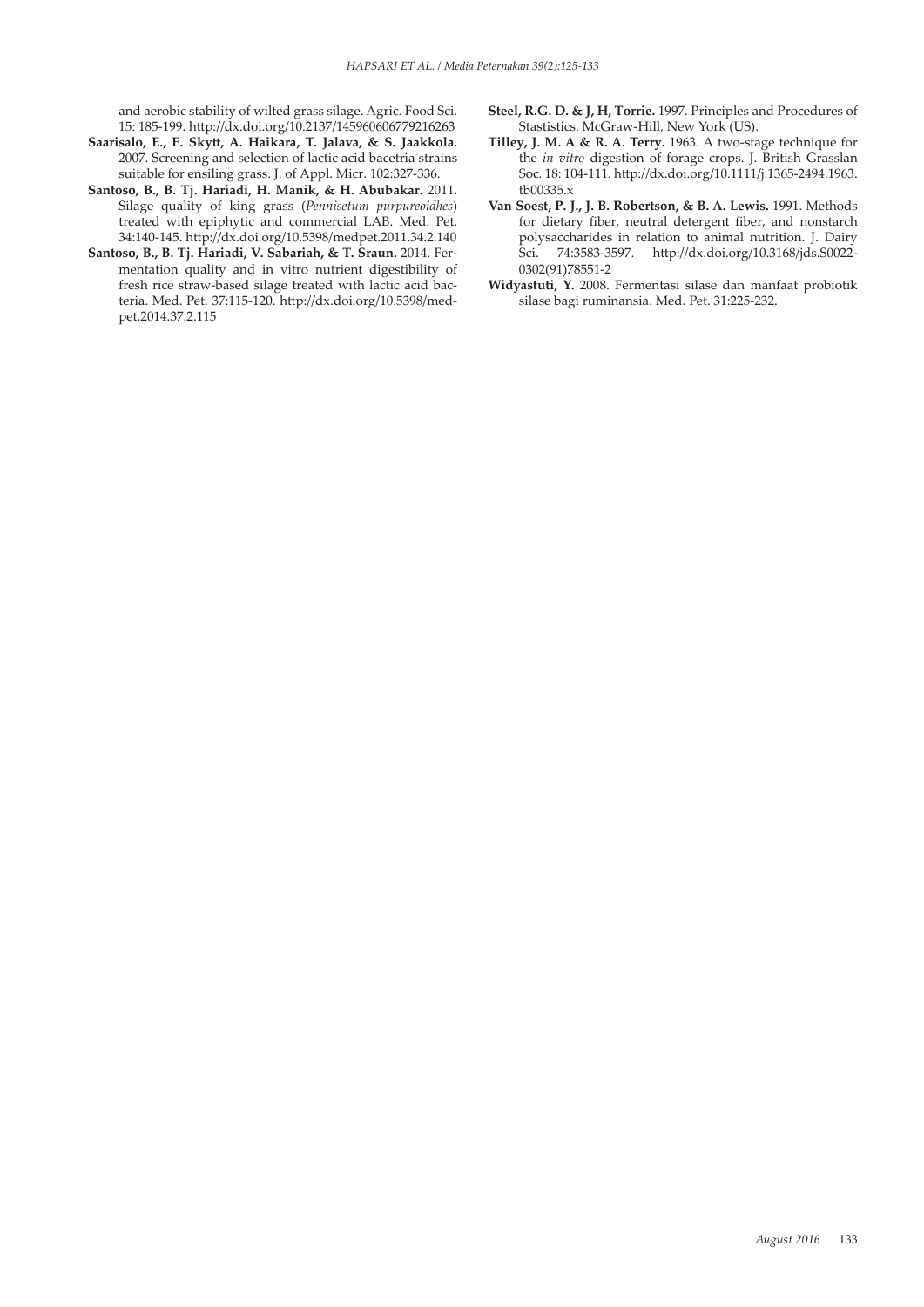and aerobic stability of wilted grass silage. Agric. Food Sci. 15: 185-199. http://dx.doi.org/10.2137/145960606779216263

**Saarisalo, E., E. Skytt, A. Haikara, T. Jalava, & S. Jaakkola.** 2007. Screening and selection of lactic acid bacetria strains suitable for ensiling grass. J. of Appl. Micr. 102:327-336.

**Santoso, B., B. Tj. Hariadi, H. Manik, & H. Abubakar.** 2011. Silage quality of king grass (*Pennisetum purpureoidhes*) treated with epiphytic and commercial LAB. Med. Pet. 34:140-145. http://dx.doi.org/10.5398/medpet.2011.34.2.140

**Santoso, B., B. Tj. Hariadi, V. Sabariah, & T. Sraun.** 2014. Fermentation quality and in vitro nutrient digestibility of fresh rice straw-based silage treated with lactic acid bacteria. Med. Pet. 37:115-120. http://dx.doi.org/10.5398/medpet.2014.37.2.115

**Steel, R.G. D. & J, H, Torrie.** 1997. Principles and Procedures of Stastistics. McGraw-Hill, New York (US).

**Tilley, J. M. A & R. A. Terry.** 1963. A two-stage technique for the *in vitro* digestion of forage crops. J. British Grasslan Soc. 18: 104-111. http://dx.doi.org/10.1111/j.1365-2494.1963.tb00335.x

**Van Soest, P. J., J. B. Robertson, & B. A. Lewis.** 1991. Methods for dietary fiber, neutral detergent fiber, and nonstarch polysaccharides in relation to animal nutrition. J. Dairy Sci. 74:3583-3597. http://dx.doi.org/10.3168/jds.S0022-0302(91)78551-2

**Widyastuti, Y.** 2008. Fermentasi silase dan manfaat probiotik silase bagi ruminansia. Med. Pet. 31:225-232.